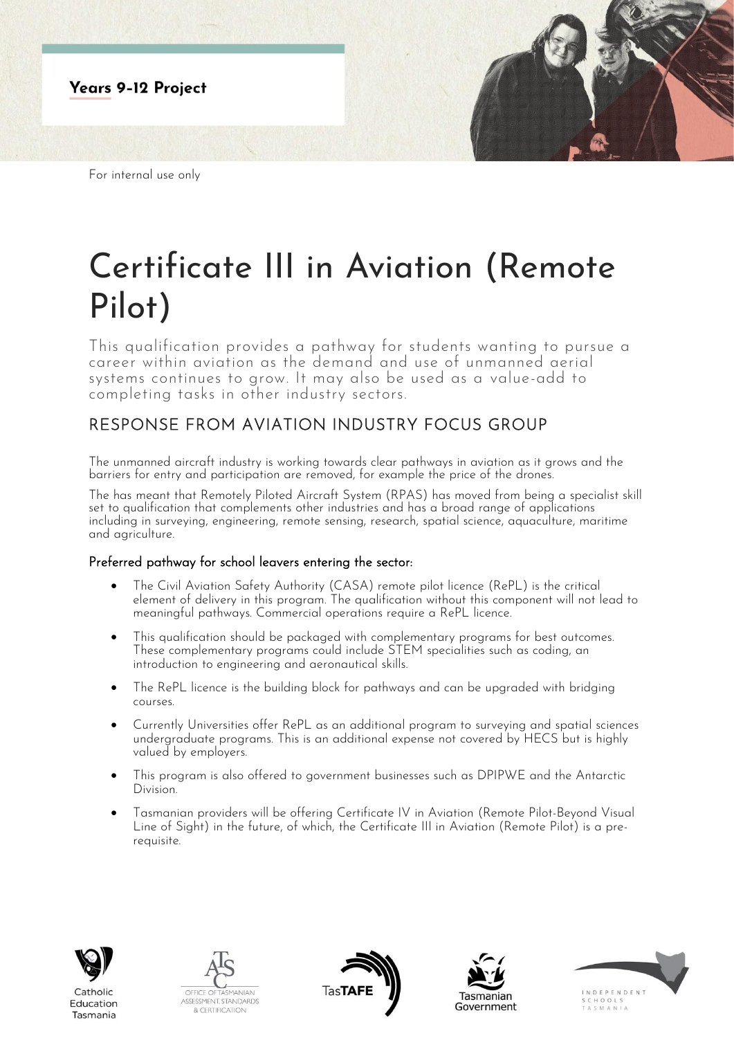**Years 9-12 Project**

For internal use only

# Certificate III in Aviation (Remote Pilot)

This qualification provides a pathway for students wanting to pursue a career within aviation as the demand and use of unmanned aerial systems continues to grow. It may also be used as a value-add to completing tasks in other industry sectors.

## RESPONSE FROM AVIATION INDUSTRY FOCUS GROUP

The unmanned aircraft industry is working towards clear pathways in aviation as it grows and the barriers for entry and participation are removed, for example the price of the drones.

The has meant that Remotely Piloted Aircraft System (RPAS) has moved from being a specialist skill set to qualification that complements other industries and has a broad range of applications including in surveying, engineering, remote sensing, research, spatial science, aquaculture, maritime and agriculture.

### Preferred pathway for school leavers entering the sector:

- The Civil Aviation Safety Authority (CASA) remote pilot licence (RePL) is the critical element of delivery in this program. The qualification without this component will not lead to meaningful pathways. Commercial operations require a RePL licence.
- This qualification should be packaged with complementary programs for best outcomes. These complementary programs could include STEM specialities such as coding, an introduction to engineering and aeronautical skills.
- The RePL licence is the building block for pathways and can be upgraded with bridging courses.
- Currently Universities offer RePL as an additional program to surveying and spatial sciences undergraduate programs. This is an additional expense not covered by HECS but is highly valued by employers.
- This program is also offered to government businesses such as DPIPWE and the Antarctic Division.
- Tasmanian providers will be offering Certificate IV in Aviation (Remote Pilot-Beyond Visual Line of Sight) in the future, of which, the Certificate III in Aviation (Remote Pilot) is a pre-requisite.

Catholic Education Tasmania | Office of Tasmanian Assessment, Standards & Certification | TasTAFE | Tasmanian Government | Independent Schools Tasmania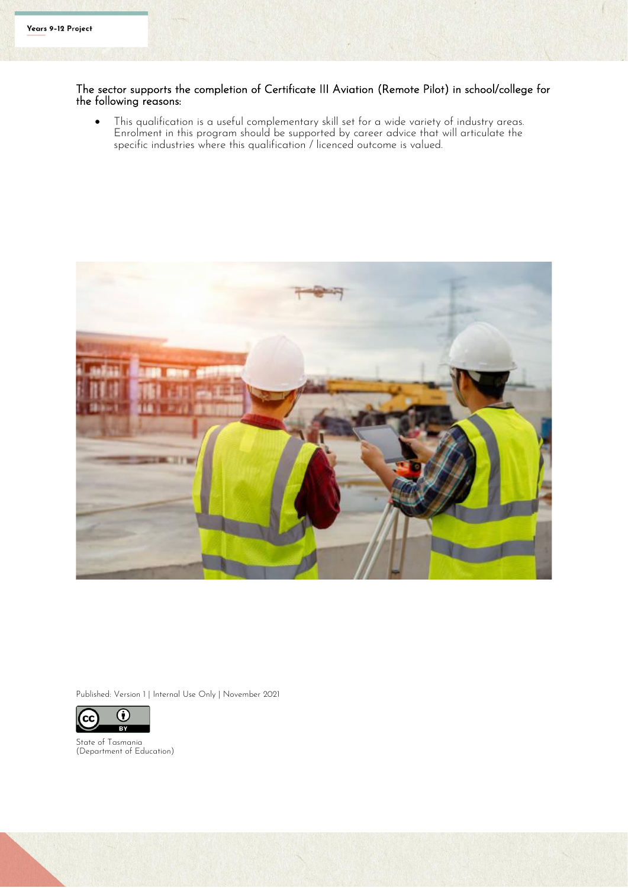The sector supports the completion of Certificate III Aviation (Remote Pilot) in school/college for the following reasons:

- This qualification is a useful complementary skill set for a wide variety of industry areas. Enrolment in this program should be supported by career advice that will articulate the specific industries where this qualification / licenced outcome is valued.

Published: Version 1 | Internal Use Only | November 2021

State of Tasmania
(Department of Education)